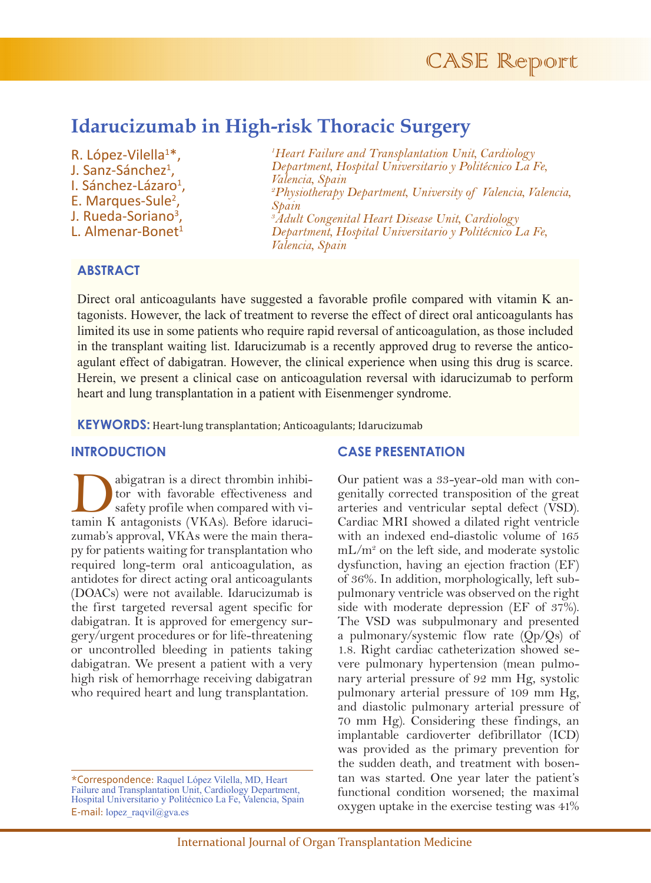CASE Report

# Idarucizumab in High-risk Thoracic Surgery

R. López-Vilella[1]*, J. Sanz-Sánchez[1], I. Sánchez-Lázaro[1], E. Marques-Sule[2], J. Rueda-Soriano[3], L. Almenar-Bonet[1]

[1]*Heart Failure and Transplantation Unit, Cardiology Department, Hospital Universitario y Politécnico La Fe, Valencia, Spain*
[2]*Physiotherapy Department, University of Valencia, Valencia, Spain*
[3]*Adult Congenital Heart Disease Unit, Cardiology Department, Hospital Universitario y Politécnico La Fe, Valencia, Spain*

## ABSTRACT

Direct oral anticoagulants have suggested a favorable profile compared with vitamin K antagonists. However, the lack of treatment to reverse the effect of direct oral anticoagulants has limited its use in some patients who require rapid reversal of anticoagulation, as those included in the transplant waiting list. Idarucizumab is a recently approved drug to reverse the anticoagulant effect of dabigatran. However, the clinical experience when using this drug is scarce. Herein, we present a clinical case on anticoagulation reversal with idarucizumab to perform heart and lung transplantation in a patient with Eisenmenger syndrome.

**KEYWORDS:** Heart-lung transplantation; Anticoagulants; Idarucizumab

## INTRODUCTION

Dabigatran is a direct thrombin inhibitor with favorable effectiveness and safety profile when compared with vitamin K antagonists (VKAs). Before idarucizumab's approval, VKAs were the main therapy for patients waiting for transplantation who required long-term oral anticoagulation, as antidotes for direct acting oral anticoagulants (DOACs) were not available. Idarucizumab is the first targeted reversal agent specific for dabigatran. It is approved for emergency surgery/urgent procedures or for life-threatening or uncontrolled bleeding in patients taking dabigatran. We present a patient with a very high risk of hemorrhage receiving dabigatran who required heart and lung transplantation.

## CASE PRESENTATION

Our patient was a 33-year-old man with congenitally corrected transposition of the great arteries and ventricular septal defect (VSD). Cardiac MRI showed a dilated right ventricle with an indexed end-diastolic volume of 165 mL/m$^2$ on the left side, and moderate systolic dysfunction, having an ejection fraction (EF) of 36%. In addition, morphologically, left subpulmonary ventricle was observed on the right side with moderate depression (EF of 37%). The VSD was subpulmonary and presented a pulmonary/systemic flow rate (Qp/Qs) of 1.8. Right cardiac catheterization showed severe pulmonary hypertension (mean pulmonary arterial pressure of 92 mm Hg, systolic pulmonary arterial pressure of 109 mm Hg, and diastolic pulmonary arterial pressure of 70 mm Hg). Considering these findings, an implantable cardioverter defibrillator (ICD) was provided as the primary prevention for the sudden death, and treatment with bosentan was started. One year later the patient's functional condition worsened; the maximal oxygen uptake in the exercise testing was 41%

*Correspondence: Raquel López Vilella, MD, Heart Failure and Transplantation Unit, Cardiology Department, Hospital Universitario y Politécnico La Fe, Valencia, Spain
E-mail: lopez_raqvil@gva.es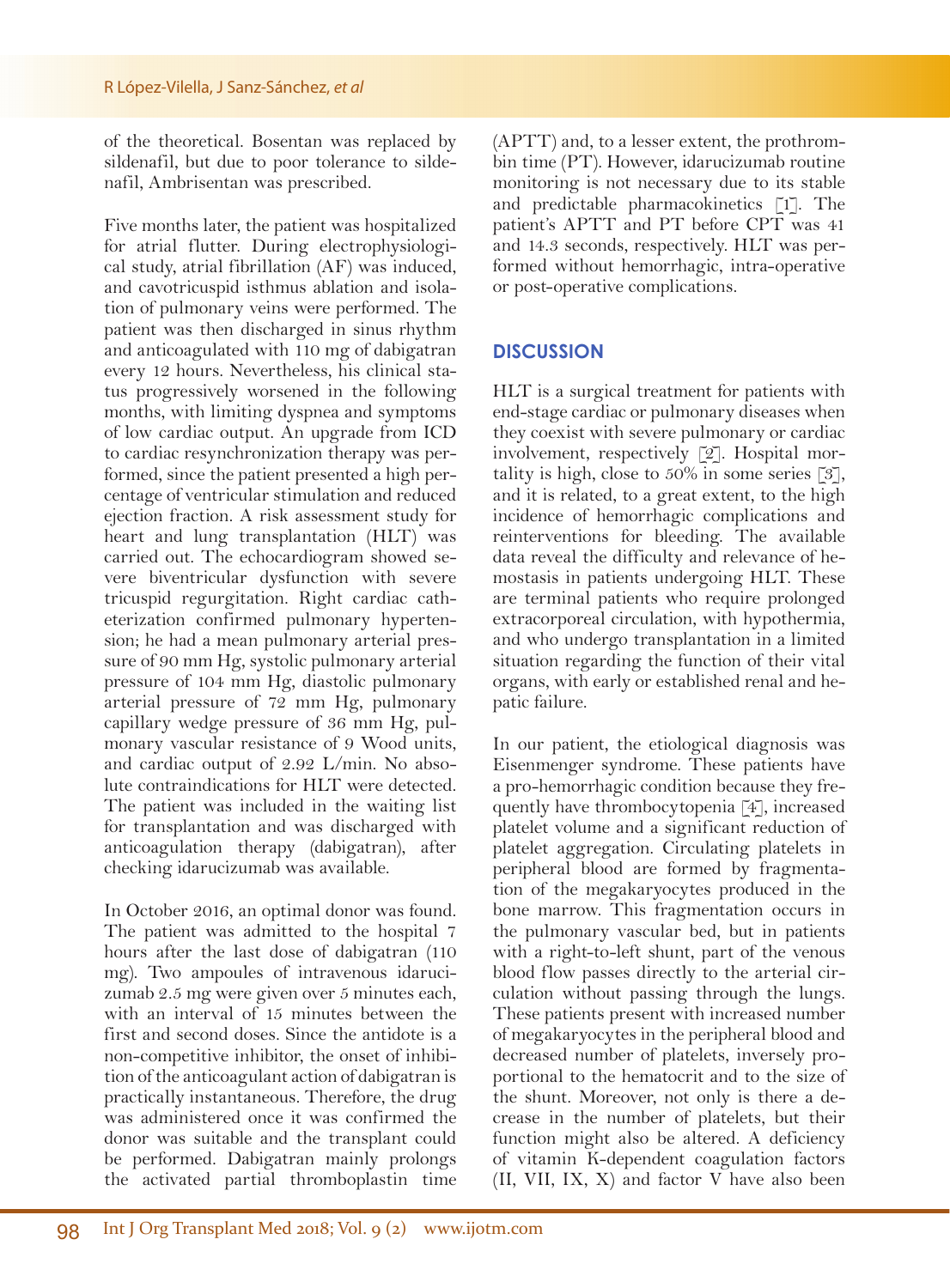of the theoretical. Bosentan was replaced by sildenafil, but due to poor tolerance to sildenafil, Ambrisentan was prescribed.

Five months later, the patient was hospitalized for atrial flutter. During electrophysiological study, atrial fibrillation (AF) was induced, and cavotricuspid isthmus ablation and isolation of pulmonary veins were performed. The patient was then discharged in sinus rhythm and anticoagulated with 110 mg of dabigatran every 12 hours. Nevertheless, his clinical status progressively worsened in the following months, with limiting dyspnea and symptoms of low cardiac output. An upgrade from ICD to cardiac resynchronization therapy was performed, since the patient presented a high percentage of ventricular stimulation and reduced ejection fraction. A risk assessment study for heart and lung transplantation (HLT) was carried out. The echocardiogram showed severe biventricular dysfunction with severe tricuspid regurgitation. Right cardiac catheterization confirmed pulmonary hypertension; he had a mean pulmonary arterial pressure of 90 mm Hg, systolic pulmonary arterial pressure of 104 mm Hg, diastolic pulmonary arterial pressure of 72 mm Hg, pulmonary capillary wedge pressure of 36 mm Hg, pulmonary vascular resistance of 9 Wood units, and cardiac output of 2.92 L/min. No absolute contraindications for HLT were detected. The patient was included in the waiting list for transplantation and was discharged with anticoagulation therapy (dabigatran), after checking idarucizumab was available.

In October 2016, an optimal donor was found. The patient was admitted to the hospital 7 hours after the last dose of dabigatran (110 mg). Two ampoules of intravenous idarucizumab 2.5 mg were given over 5 minutes each, with an interval of 15 minutes between the first and second doses. Since the antidote is a non-competitive inhibitor, the onset of inhibition of the anticoagulant action of dabigatran is practically instantaneous. Therefore, the drug was administered once it was confirmed the donor was suitable and the transplant could be performed. Dabigatran mainly prolongs the activated partial thromboplastin time (APTT) and, to a lesser extent, the prothrombin time (PT). However, idarucizumab routine monitoring is not necessary due to its stable and predictable pharmacokinetics [1]. The patient's APTT and PT before CPT was 41 and 14.3 seconds, respectively. HLT was performed without hemorrhagic, intra-operative or post-operative complications.

## DISCUSSION

HLT is a surgical treatment for patients with end-stage cardiac or pulmonary diseases when they coexist with severe pulmonary or cardiac involvement, respectively [2]. Hospital mortality is high, close to 50% in some series [3], and it is related, to a great extent, to the high incidence of hemorrhagic complications and reinterventions for bleeding. The available data reveal the difficulty and relevance of hemostasis in patients undergoing HLT. These are terminal patients who require prolonged extracorporeal circulation, with hypothermia, and who undergo transplantation in a limited situation regarding the function of their vital organs, with early or established renal and hepatic failure.

In our patient, the etiological diagnosis was Eisenmenger syndrome. These patients have a pro-hemorrhagic condition because they frequently have thrombocytopenia [4], increased platelet volume and a significant reduction of platelet aggregation. Circulating platelets in peripheral blood are formed by fragmentation of the megakaryocytes produced in the bone marrow. This fragmentation occurs in the pulmonary vascular bed, but in patients with a right-to-left shunt, part of the venous blood flow passes directly to the arterial circulation without passing through the lungs. These patients present with increased number of megakaryocytes in the peripheral blood and decreased number of platelets, inversely proportional to the hematocrit and to the size of the shunt. Moreover, not only is there a decrease in the number of platelets, but their function might also be altered. A deficiency of vitamin K-dependent coagulation factors (II, VII, IX, X) and factor V have also been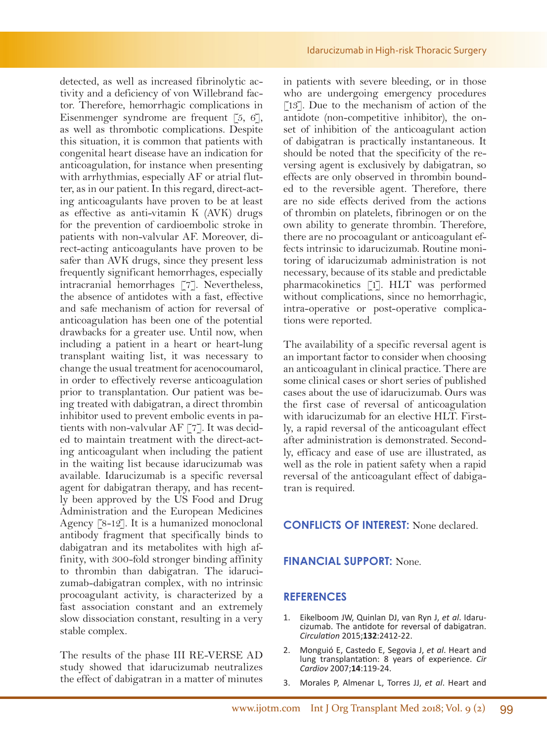detected, as well as increased fibrinolytic activity and a deficiency of von Willebrand factor. Therefore, hemorrhagic complications in Eisenmenger syndrome are frequent [5, 6], as well as thrombotic complications. Despite this situation, it is common that patients with congenital heart disease have an indication for anticoagulation, for instance when presenting with arrhythmias, especially AF or atrial flutter, as in our patient. In this regard, direct-acting anticoagulants have proven to be at least as effective as anti-vitamin K (AVK) drugs for the prevention of cardioembolic stroke in patients with non-valvular AF. Moreover, direct-acting anticoagulants have proven to be safer than AVK drugs, since they present less frequently significant hemorrhages, especially intracranial hemorrhages [7]. Nevertheless, the absence of antidotes with a fast, effective and safe mechanism of action for reversal of anticoagulation has been one of the potential drawbacks for a greater use. Until now, when including a patient in a heart or heart-lung transplant waiting list, it was necessary to change the usual treatment for acenocoumarol, in order to effectively reverse anticoagulation prior to transplantation. Our patient was being treated with dabigatran, a direct thrombin inhibitor used to prevent embolic events in patients with non-valvular AF [7]. It was decided to maintain treatment with the direct-acting anticoagulant when including the patient in the waiting list because idarucizumab was available. Idarucizumab is a specific reversal agent for dabigatran therapy, and has recently been approved by the US Food and Drug Administration and the European Medicines Agency [8-12]. It is a humanized monoclonal antibody fragment that specifically binds to dabigatran and its metabolites with high affinity, with 300-fold stronger binding affinity to thrombin than dabigatran. The idarucizumab-dabigatran complex, with no intrinsic procoagulant activity, is characterized by a fast association constant and an extremely slow dissociation constant, resulting in a very stable complex.

The results of the phase III RE-VERSE AD study showed that idarucizumab neutralizes the effect of dabigatran in a matter of minutes in patients with severe bleeding, or in those who are undergoing emergency procedures [13]. Due to the mechanism of action of the antidote (non-competitive inhibitor), the onset of inhibition of the anticoagulant action of dabigatran is practically instantaneous. It should be noted that the specificity of the reversing agent is exclusively by dabigatran, so effects are only observed in thrombin bounded to the reversible agent. Therefore, there are no side effects derived from the actions of thrombin on platelets, fibrinogen or on the own ability to generate thrombin. Therefore, there are no procoagulant or anticoagulant effects intrinsic to idarucizumab. Routine monitoring of idarucizumab administration is not necessary, because of its stable and predictable pharmacokinetics [1]. HLT was performed without complications, since no hemorrhagic, intra-operative or post-operative complications were reported.

The availability of a specific reversal agent is an important factor to consider when choosing an anticoagulant in clinical practice. There are some clinical cases or short series of published cases about the use of idarucizumab. Ours was the first case of reversal of anticoagulation with idarucizumab for an elective HLT. Firstly, a rapid reversal of the anticoagulant effect after administration is demonstrated. Secondly, efficacy and ease of use are illustrated, as well as the role in patient safety when a rapid reversal of the anticoagulant effect of dabigatran is required.

**CONFLICTS OF INTEREST:** None declared.

**FINANCIAL SUPPORT:** None.

## REFERENCES

1. Eikelboom JW, Quinlan DJ, van Ryn J, *et al*. Idarucizumab. The antidote for reversal of dabigatran. *Circulation* 2015;**132**:2412-22.
2. Monguió E, Castedo E, Segovia J, *et al*. Heart and lung transplantation: 8 years of experience. *Cir Cardiov* 2007;**14**:119-24.
3. Morales P, Almenar L, Torres JJ, *et al*. Heart and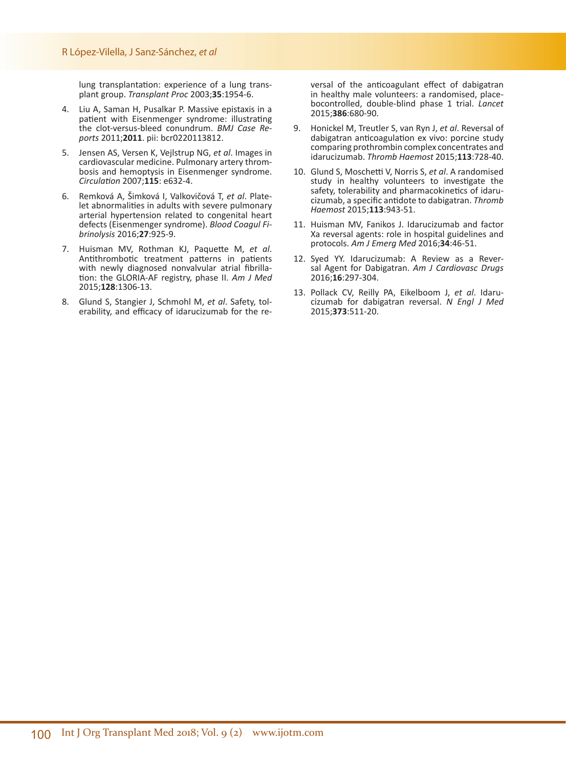lung transplantation: experience of a lung transplant group. *Transplant Proc* 2003;**35**:1954-6.

4. Liu A, Saman H, Pusalkar P. Massive epistaxis in a patient with Eisenmenger syndrome: illustrating the clot-versus-bleed conundrum. *BMJ Case Reports* 2011;**2011**. pii: bcr0220113812.

5. Jensen AS, Versen K, Vejlstrup NG, *et al*. Images in cardiovascular medicine. Pulmonary artery thrombosis and hemoptysis in Eisenmenger syndrome. *Circulation* 2007;**115**: e632-4.

6. Remková A, Šimková I, Valkovičová T, *et al*. Platelet abnormalities in adults with severe pulmonary arterial hypertension related to congenital heart defects (Eisenmenger syndrome). *Blood Coagul Fibrinolysis* 2016;**27**:925-9.

7. Huisman MV, Rothman KJ, Paquette M, *et al*. Antithrombotic treatment patterns in patients with newly diagnosed nonvalvular atrial fibrillation: the GLORIA-AF registry, phase II. *Am J Med* 2015;**128**:1306-13.

8. Glund S, Stangier J, Schmohl M, *et al*. Safety, tolerability, and efficacy of idarucizumab for the reversal of the anticoagulant effect of dabigatran in healthy male volunteers: a randomised, placebocontrolled, double-blind phase 1 trial. *Lancet* 2015;**386**:680-90.

9. Honickel M, Treutler S, van Ryn J, *et al*. Reversal of dabigatran anticoagulation ex vivo: porcine study comparing prothrombin complex concentrates and idarucizumab. *Thromb Haemost* 2015;**113**:728-40.

10. Glund S, Moschetti V, Norris S, *et al*. A randomised study in healthy volunteers to investigate the safety, tolerability and pharmacokinetics of idarucizumab, a specific antidote to dabigatran. *Thromb Haemost* 2015;**113**:943-51.

11. Huisman MV, Fanikos J. Idarucizumab and factor Xa reversal agents: role in hospital guidelines and protocols. *Am J Emerg Med* 2016;**34**:46-51.

12. Syed YY. Idarucizumab: A Review as a Reversal Agent for Dabigatran. *Am J Cardiovasc Drugs* 2016;**16**:297-304.

13. Pollack CV, Reilly PA, Eikelboom J, *et al*. Idarucizumab for dabigatran reversal. *N Engl J Med* 2015;**373**:511-20.